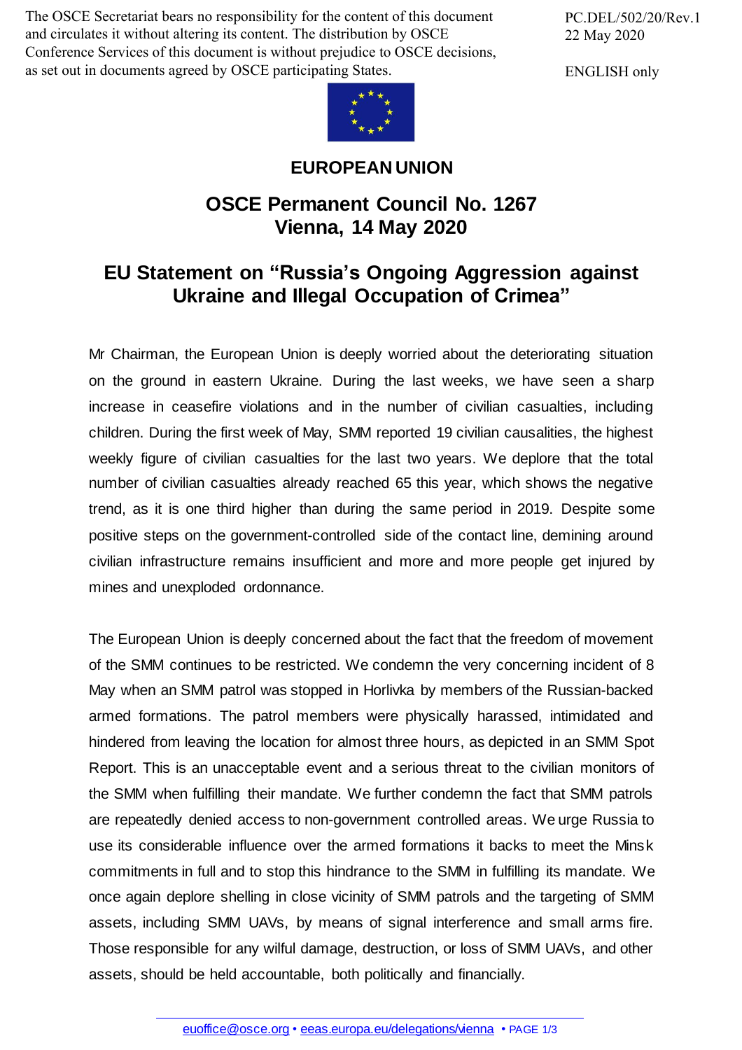The OSCE Secretariat bears no responsibility for the content of this document and circulates it without altering its content. The distribution by OSCE Conference Services of this document is without prejudice to OSCE decisions, as set out in documents agreed by OSCE participating States.

PC.DEL/502/20/Rev.1
22 May 2020

ENGLISH only

**EUROPEAN UNION**

## OSCE Permanent Council No. 1267
## Vienna, 14 May 2020

# EU Statement on "Russia's Ongoing Aggression against Ukraine and Illegal Occupation of Crimea"

Mr Chairman, the European Union is deeply worried about the deteriorating situation on the ground in eastern Ukraine. During the last weeks, we have seen a sharp increase in ceasefire violations and in the number of civilian casualties, including children. During the first week of May, SMM reported 19 civilian causalities, the highest weekly figure of civilian casualties for the last two years. We deplore that the total number of civilian casualties already reached 65 this year, which shows the negative trend, as it is one third higher than during the same period in 2019. Despite some positive steps on the government-controlled side of the contact line, demining around civilian infrastructure remains insufficient and more and more people get injured by mines and unexploded ordonnance.

The European Union is deeply concerned about the fact that the freedom of movement of the SMM continues to be restricted. We condemn the very concerning incident of 8 May when an SMM patrol was stopped in Horlivka by members of the Russian-backed armed formations. The patrol members were physically harassed, intimidated and hindered from leaving the location for almost three hours, as depicted in an SMM Spot Report. This is an unacceptable event and a serious threat to the civilian monitors of the SMM when fulfilling their mandate. We further condemn the fact that SMM patrols are repeatedly denied access to non-government controlled areas. We urge Russia to use its considerable influence over the armed formations it backs to meet the Minsk commitments in full and to stop this hindrance to the SMM in fulfilling its mandate. We once again deplore shelling in close vicinity of SMM patrols and the targeting of SMM assets, including SMM UAVs, by means of signal interference and small arms fire. Those responsible for any wilful damage, destruction, or loss of SMM UAVs, and other assets, should be held accountable, both politically and financially.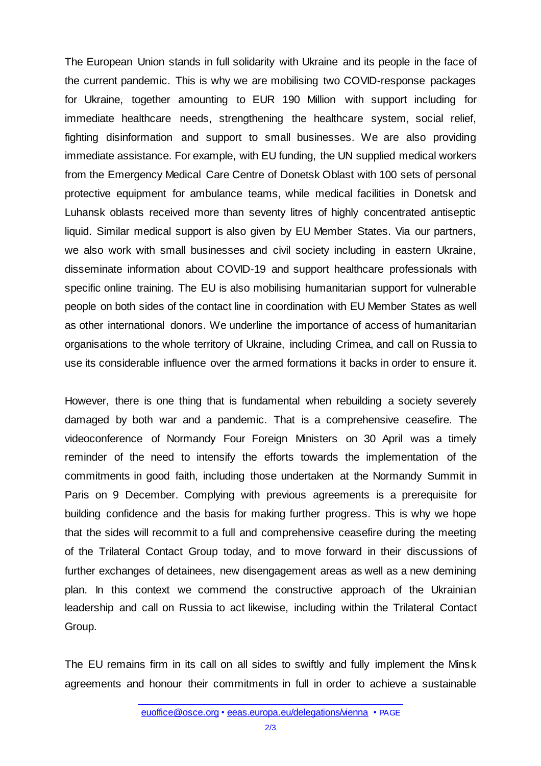The European Union stands in full solidarity with Ukraine and its people in the face of the current pandemic. This is why we are mobilising two COVID-response packages for Ukraine, together amounting to EUR 190 Million with support including for immediate healthcare needs, strengthening the healthcare system, social relief, fighting disinformation and support to small businesses. We are also providing immediate assistance. For example, with EU funding, the UN supplied medical workers from the Emergency Medical Care Centre of Donetsk Oblast with 100 sets of personal protective equipment for ambulance teams, while medical facilities in Donetsk and Luhansk oblasts received more than seventy litres of highly concentrated antiseptic liquid. Similar medical support is also given by EU Member States. Via our partners, we also work with small businesses and civil society including in eastern Ukraine, disseminate information about COVID-19 and support healthcare professionals with specific online training. The EU is also mobilising humanitarian support for vulnerable people on both sides of the contact line in coordination with EU Member States as well as other international donors. We underline the importance of access of humanitarian organisations to the whole territory of Ukraine, including Crimea, and call on Russia to use its considerable influence over the armed formations it backs in order to ensure it.

However, there is one thing that is fundamental when rebuilding a society severely damaged by both war and a pandemic. That is a comprehensive ceasefire. The videoconference of Normandy Four Foreign Ministers on 30 April was a timely reminder of the need to intensify the efforts towards the implementation of the commitments in good faith, including those undertaken at the Normandy Summit in Paris on 9 December. Complying with previous agreements is a prerequisite for building confidence and the basis for making further progress. This is why we hope that the sides will recommit to a full and comprehensive ceasefire during the meeting of the Trilateral Contact Group today, and to move forward in their discussions of further exchanges of detainees, new disengagement areas as well as a new demining plan. In this context we commend the constructive approach of the Ukrainian leadership and call on Russia to act likewise, including within the Trilateral Contact Group.

The EU remains firm in its call on all sides to swiftly and fully implement the Minsk agreements and honour their commitments in full in order to achieve a sustainable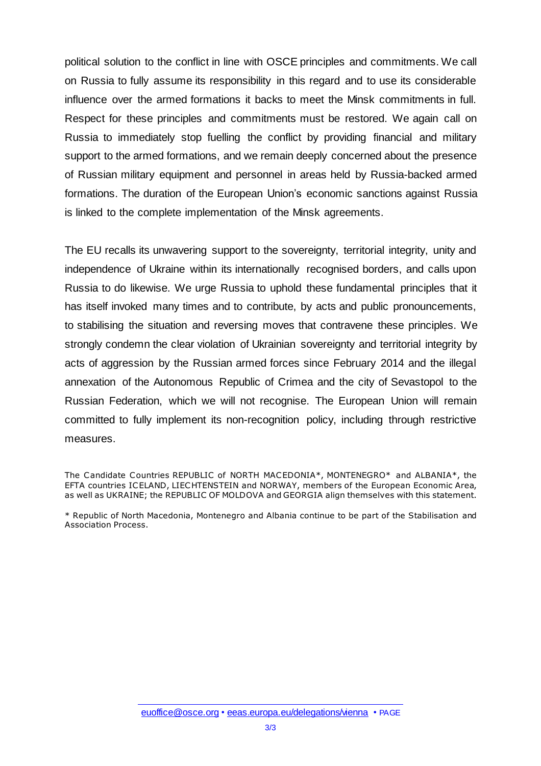political solution to the conflict in line with OSCE principles and commitments. We call on Russia to fully assume its responsibility in this regard and to use its considerable influence over the armed formations it backs to meet the Minsk commitments in full. Respect for these principles and commitments must be restored. We again call on Russia to immediately stop fuelling the conflict by providing financial and military support to the armed formations, and we remain deeply concerned about the presence of Russian military equipment and personnel in areas held by Russia-backed armed formations. The duration of the European Union's economic sanctions against Russia is linked to the complete implementation of the Minsk agreements.

The EU recalls its unwavering support to the sovereignty, territorial integrity, unity and independence of Ukraine within its internationally recognised borders, and calls upon Russia to do likewise. We urge Russia to uphold these fundamental principles that it has itself invoked many times and to contribute, by acts and public pronouncements, to stabilising the situation and reversing moves that contravene these principles. We strongly condemn the clear violation of Ukrainian sovereignty and territorial integrity by acts of aggression by the Russian armed forces since February 2014 and the illegal annexation of the Autonomous Republic of Crimea and the city of Sevastopol to the Russian Federation, which we will not recognise. The European Union will remain committed to fully implement its non-recognition policy, including through restrictive measures.

The Candidate Countries REPUBLIC of NORTH MACEDONIA*, MONTENEGRO* and ALBANIA*, the EFTA countries ICELAND, LIECHTENSTEIN and NORWAY, members of the European Economic Area, as well as UKRAINE; the REPUBLIC OF MOLDOVA and GEORGIA align themselves with this statement.

* Republic of North Macedonia, Montenegro and Albania continue to be part of the Stabilisation and Association Process.

euoffice@osce.org • eeas.europa.eu/delegations/vienna